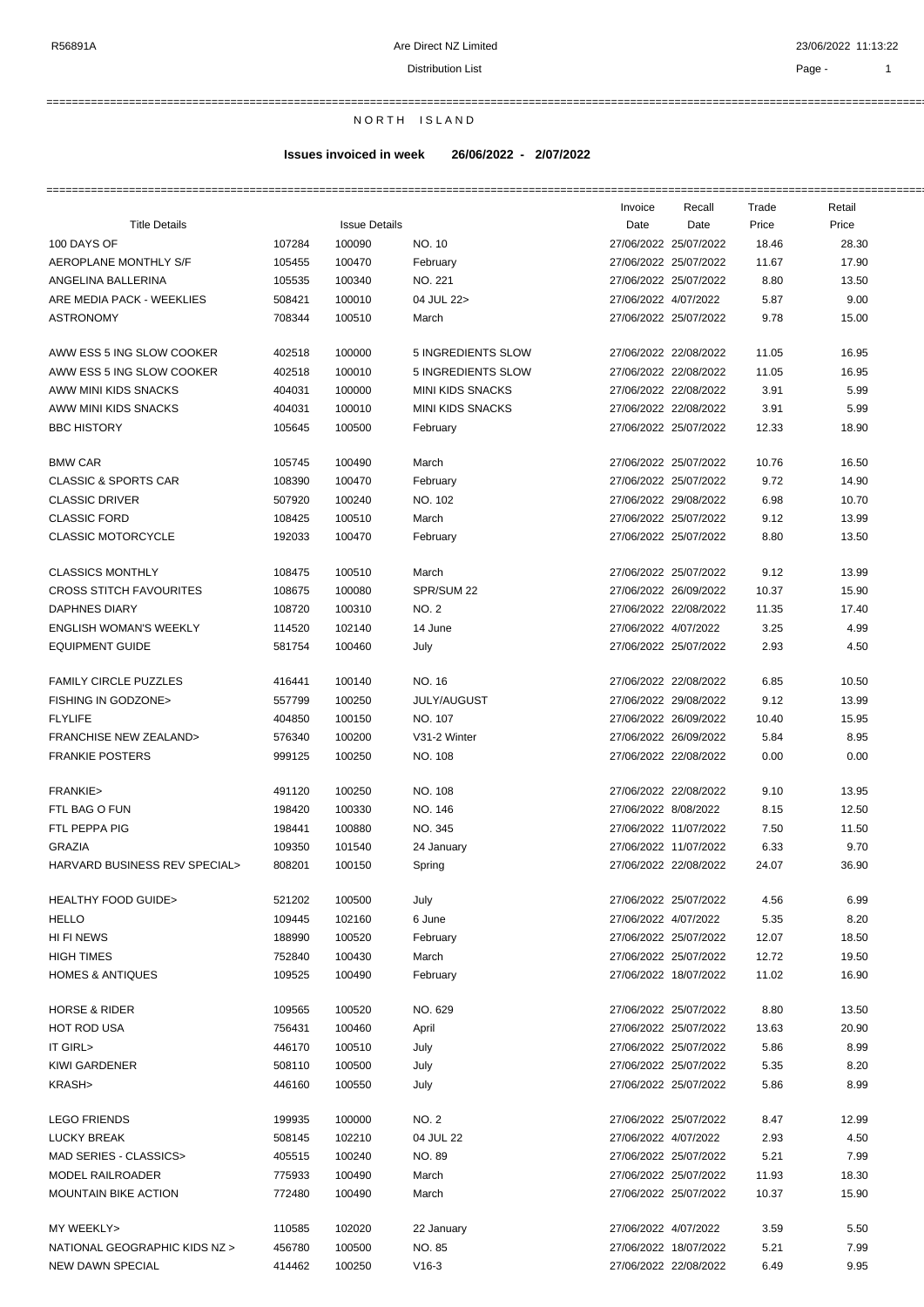R56891A — Are Direct NZ Limited — 23/06/2022 11:13:22

Distribution List

# NORTH ISLAND

**Issues invoiced in week 26/06/2022 - 2/07/2022**

| Title Details | | Issue Details | | Invoice Date | Recall Date | Trade Price | Retail Price |
|---|---|---|---|---|---|---|---|
| 100 DAYS OF | 107284 | 100090 | NO. 10 | 27/06/2022 | 25/07/2022 | 18.46 | 28.30 |
| AEROPLANE MONTHLY S/F | 105455 | 100470 | February | 27/06/2022 | 25/07/2022 | 11.67 | 17.90 |
| ANGELINA BALLERINA | 105535 | 100340 | NO. 221 | 27/06/2022 | 25/07/2022 | 8.80 | 13.50 |
| ARE MEDIA PACK - WEEKLIES | 508421 | 100010 | 04 JUL 22> | 27/06/2022 | 4/07/2022 | 5.87 | 9.00 |
| ASTRONOMY | 708344 | 100510 | March | 27/06/2022 | 25/07/2022 | 9.78 | 15.00 |
| AWW ESS 5 ING SLOW COOKER | 402518 | 100000 | 5 INGREDIENTS SLOW | 27/06/2022 | 22/08/2022 | 11.05 | 16.95 |
| AWW ESS 5 ING SLOW COOKER | 402518 | 100010 | 5 INGREDIENTS SLOW | 27/06/2022 | 22/08/2022 | 11.05 | 16.95 |
| AWW MINI KIDS SNACKS | 404031 | 100000 | MINI KIDS SNACKS | 27/06/2022 | 22/08/2022 | 3.91 | 5.99 |
| AWW MINI KIDS SNACKS | 404031 | 100010 | MINI KIDS SNACKS | 27/06/2022 | 22/08/2022 | 3.91 | 5.99 |
| BBC HISTORY | 105645 | 100500 | February | 27/06/2022 | 25/07/2022 | 12.33 | 18.90 |
| BMW CAR | 105745 | 100490 | March | 27/06/2022 | 25/07/2022 | 10.76 | 16.50 |
| CLASSIC & SPORTS CAR | 108390 | 100470 | February | 27/06/2022 | 25/07/2022 | 9.72 | 14.90 |
| CLASSIC DRIVER | 507920 | 100240 | NO. 102 | 27/06/2022 | 29/08/2022 | 6.98 | 10.70 |
| CLASSIC FORD | 108425 | 100510 | March | 27/06/2022 | 25/07/2022 | 9.12 | 13.99 |
| CLASSIC MOTORCYCLE | 192033 | 100470 | February | 27/06/2022 | 25/07/2022 | 8.80 | 13.50 |
| CLASSICS MONTHLY | 108475 | 100510 | March | 27/06/2022 | 25/07/2022 | 9.12 | 13.99 |
| CROSS STITCH FAVOURITES | 108675 | 100080 | SPR/SUM 22 | 27/06/2022 | 26/09/2022 | 10.37 | 15.90 |
| DAPHNES DIARY | 108720 | 100310 | NO. 2 | 27/06/2022 | 22/08/2022 | 11.35 | 17.40 |
| ENGLISH WOMAN'S WEEKLY | 114520 | 102140 | 14 June | 27/06/2022 | 4/07/2022 | 3.25 | 4.99 |
| EQUIPMENT GUIDE | 581754 | 100460 | July | 27/06/2022 | 25/07/2022 | 2.93 | 4.50 |
| FAMILY CIRCLE PUZZLES | 416441 | 100140 | NO. 16 | 27/06/2022 | 22/08/2022 | 6.85 | 10.50 |
| FISHING IN GODZONE> | 557799 | 100250 | JULY/AUGUST | 27/06/2022 | 29/08/2022 | 9.12 | 13.99 |
| FLYLIFE | 404850 | 100150 | NO. 107 | 27/06/2022 | 26/09/2022 | 10.40 | 15.95 |
| FRANCHISE NEW ZEALAND> | 576340 | 100200 | V31-2 Winter | 27/06/2022 | 26/09/2022 | 5.84 | 8.95 |
| FRANKIE POSTERS | 999125 | 100250 | NO. 108 | 27/06/2022 | 22/08/2022 | 0.00 | 0.00 |
| FRANKIE> | 491120 | 100250 | NO. 108 | 27/06/2022 | 22/08/2022 | 9.10 | 13.95 |
| FTL BAG O FUN | 198420 | 100330 | NO. 146 | 27/06/2022 | 8/08/2022 | 8.15 | 12.50 |
| FTL PEPPA PIG | 198441 | 100880 | NO. 345 | 27/06/2022 | 11/07/2022 | 7.50 | 11.50 |
| GRAZIA | 109350 | 101540 | 24 January | 27/06/2022 | 11/07/2022 | 6.33 | 9.70 |
| HARVARD BUSINESS REV SPECIAL> | 808201 | 100150 | Spring | 27/06/2022 | 22/08/2022 | 24.07 | 36.90 |
| HEALTHY FOOD GUIDE> | 521202 | 100500 | July | 27/06/2022 | 25/07/2022 | 4.56 | 6.99 |
| HELLO | 109445 | 102160 | 6 June | 27/06/2022 | 4/07/2022 | 5.35 | 8.20 |
| HI FI NEWS | 188990 | 100520 | February | 27/06/2022 | 25/07/2022 | 12.07 | 18.50 |
| HIGH TIMES | 752840 | 100430 | March | 27/06/2022 | 25/07/2022 | 12.72 | 19.50 |
| HOMES & ANTIQUES | 109525 | 100490 | February | 27/06/2022 | 18/07/2022 | 11.02 | 16.90 |
| HORSE & RIDER | 109565 | 100520 | NO. 629 | 27/06/2022 | 25/07/2022 | 8.80 | 13.50 |
| HOT ROD USA | 756431 | 100460 | April | 27/06/2022 | 25/07/2022 | 13.63 | 20.90 |
| IT GIRL> | 446170 | 100510 | July | 27/06/2022 | 25/07/2022 | 5.86 | 8.99 |
| KIWI GARDENER | 508110 | 100500 | July | 27/06/2022 | 25/07/2022 | 5.35 | 8.20 |
| KRASH> | 446160 | 100550 | July | 27/06/2022 | 25/07/2022 | 5.86 | 8.99 |
| LEGO FRIENDS | 199935 | 100000 | NO. 2 | 27/06/2022 | 25/07/2022 | 8.47 | 12.99 |
| LUCKY BREAK | 508145 | 102210 | 04 JUL 22 | 27/06/2022 | 4/07/2022 | 2.93 | 4.50 |
| MAD SERIES - CLASSICS> | 405515 | 100240 | NO. 89 | 27/06/2022 | 25/07/2022 | 5.21 | 7.99 |
| MODEL RAILROADER | 775933 | 100490 | March | 27/06/2022 | 25/07/2022 | 11.93 | 18.30 |
| MOUNTAIN BIKE ACTION | 772480 | 100490 | March | 27/06/2022 | 25/07/2022 | 10.37 | 15.90 |
| MY WEEKLY> | 110585 | 102020 | 22 January | 27/06/2022 | 4/07/2022 | 3.59 | 5.50 |
| NATIONAL GEOGRAPHIC KIDS NZ > | 456780 | 100500 | NO. 85 | 27/06/2022 | 18/07/2022 | 5.21 | 7.99 |
| NEW DAWN SPECIAL | 414462 | 100250 | V16-3 | 27/06/2022 | 22/08/2022 | 6.49 | 9.95 |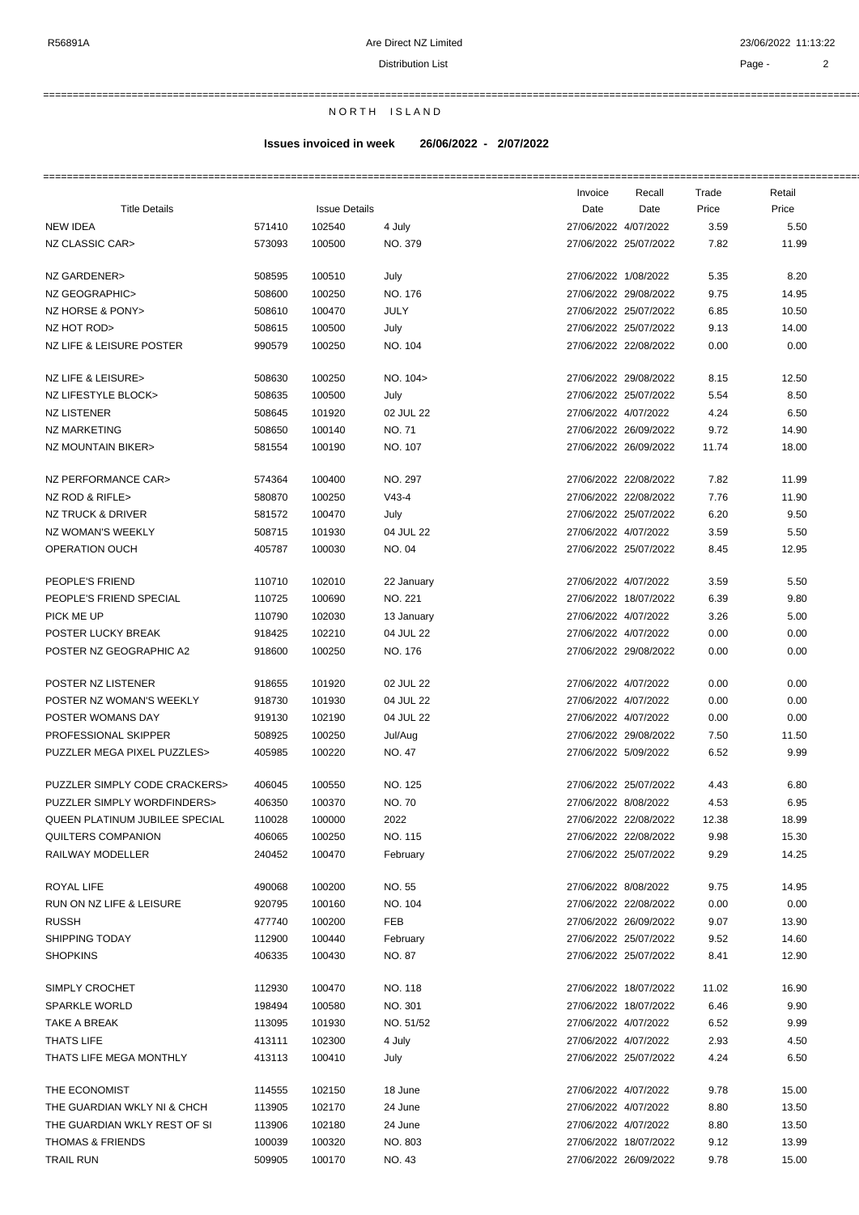Distribution List

NORTH ISLAND

**Issues invoiced in week 26/06/2022 - 2/07/2022**

| Title Details | | Issue Details | | Invoice Date | Recall Date | Trade Price | Retail Price |
|---|---|---|---|---|---|---|---|
| NEW IDEA | 571410 | 102540 | 4 July | 27/06/2022 | 4/07/2022 | 3.59 | 5.50 |
| NZ CLASSIC CAR> | 573093 | 100500 | NO. 379 | 27/06/2022 | 25/07/2022 | 7.82 | 11.99 |
| NZ GARDENER> | 508595 | 100510 | July | 27/06/2022 | 1/08/2022 | 5.35 | 8.20 |
| NZ GEOGRAPHIC> | 508600 | 100250 | NO. 176 | 27/06/2022 | 29/08/2022 | 9.75 | 14.95 |
| NZ HORSE & PONY> | 508610 | 100470 | JULY | 27/06/2022 | 25/07/2022 | 6.85 | 10.50 |
| NZ HOT ROD> | 508615 | 100500 | July | 27/06/2022 | 25/07/2022 | 9.13 | 14.00 |
| NZ LIFE & LEISURE POSTER | 990579 | 100250 | NO. 104 | 27/06/2022 | 22/08/2022 | 0.00 | 0.00 |
| NZ LIFE & LEISURE> | 508630 | 100250 | NO. 104> | 27/06/2022 | 29/08/2022 | 8.15 | 12.50 |
| NZ LIFESTYLE BLOCK> | 508635 | 100500 | July | 27/06/2022 | 25/07/2022 | 5.54 | 8.50 |
| NZ LISTENER | 508645 | 101920 | 02 JUL 22 | 27/06/2022 | 4/07/2022 | 4.24 | 6.50 |
| NZ MARKETING | 508650 | 100140 | NO. 71 | 27/06/2022 | 26/09/2022 | 9.72 | 14.90 |
| NZ MOUNTAIN BIKER> | 581554 | 100190 | NO. 107 | 27/06/2022 | 26/09/2022 | 11.74 | 18.00 |
| NZ PERFORMANCE CAR> | 574364 | 100400 | NO. 297 | 27/06/2022 | 22/08/2022 | 7.82 | 11.99 |
| NZ ROD & RIFLE> | 580870 | 100250 | V43-4 | 27/06/2022 | 22/08/2022 | 7.76 | 11.90 |
| NZ TRUCK & DRIVER | 581572 | 100470 | July | 27/06/2022 | 25/07/2022 | 6.20 | 9.50 |
| NZ WOMAN'S WEEKLY | 508715 | 101930 | 04 JUL 22 | 27/06/2022 | 4/07/2022 | 3.59 | 5.50 |
| OPERATION OUCH | 405787 | 100030 | NO. 04 | 27/06/2022 | 25/07/2022 | 8.45 | 12.95 |
| PEOPLE'S FRIEND | 110710 | 102010 | 22 January | 27/06/2022 | 4/07/2022 | 3.59 | 5.50 |
| PEOPLE'S FRIEND SPECIAL | 110725 | 100690 | NO. 221 | 27/06/2022 | 18/07/2022 | 6.39 | 9.80 |
| PICK ME UP | 110790 | 102030 | 13 January | 27/06/2022 | 4/07/2022 | 3.26 | 5.00 |
| POSTER LUCKY BREAK | 918425 | 102210 | 04 JUL 22 | 27/06/2022 | 4/07/2022 | 0.00 | 0.00 |
| POSTER NZ GEOGRAPHIC A2 | 918600 | 100250 | NO. 176 | 27/06/2022 | 29/08/2022 | 0.00 | 0.00 |
| POSTER NZ LISTENER | 918655 | 101920 | 02 JUL 22 | 27/06/2022 | 4/07/2022 | 0.00 | 0.00 |
| POSTER NZ WOMAN'S WEEKLY | 918730 | 101930 | 04 JUL 22 | 27/06/2022 | 4/07/2022 | 0.00 | 0.00 |
| POSTER WOMANS DAY | 919130 | 102190 | 04 JUL 22 | 27/06/2022 | 4/07/2022 | 0.00 | 0.00 |
| PROFESSIONAL SKIPPER | 508925 | 100250 | Jul/Aug | 27/06/2022 | 29/08/2022 | 7.50 | 11.50 |
| PUZZLER MEGA PIXEL PUZZLES> | 405985 | 100220 | NO. 47 | 27/06/2022 | 5/09/2022 | 6.52 | 9.99 |
| PUZZLER SIMPLY CODE CRACKERS> | 406045 | 100550 | NO. 125 | 27/06/2022 | 25/07/2022 | 4.43 | 6.80 |
| PUZZLER SIMPLY WORDFINDERS> | 406350 | 100370 | NO. 70 | 27/06/2022 | 8/08/2022 | 4.53 | 6.95 |
| QUEEN PLATINUM JUBILEE SPECIAL | 110028 | 100000 | 2022 | 27/06/2022 | 22/08/2022 | 12.38 | 18.99 |
| QUILTERS COMPANION | 406065 | 100250 | NO. 115 | 27/06/2022 | 22/08/2022 | 9.98 | 15.30 |
| RAILWAY MODELLER | 240452 | 100470 | February | 27/06/2022 | 25/07/2022 | 9.29 | 14.25 |
| ROYAL LIFE | 490068 | 100200 | NO. 55 | 27/06/2022 | 8/08/2022 | 9.75 | 14.95 |
| RUN ON NZ LIFE & LEISURE | 920795 | 100160 | NO. 104 | 27/06/2022 | 22/08/2022 | 0.00 | 0.00 |
| RUSSH | 477740 | 100200 | FEB | 27/06/2022 | 26/09/2022 | 9.07 | 13.90 |
| SHIPPING TODAY | 112900 | 100440 | February | 27/06/2022 | 25/07/2022 | 9.52 | 14.60 |
| SHOPKINS | 406335 | 100430 | NO. 87 | 27/06/2022 | 25/07/2022 | 8.41 | 12.90 |
| SIMPLY CROCHET | 112930 | 100470 | NO. 118 | 27/06/2022 | 18/07/2022 | 11.02 | 16.90 |
| SPARKLE WORLD | 198494 | 100580 | NO. 301 | 27/06/2022 | 18/07/2022 | 6.46 | 9.90 |
| TAKE A BREAK | 113095 | 101930 | NO. 51/52 | 27/06/2022 | 4/07/2022 | 6.52 | 9.99 |
| THATS LIFE | 413111 | 102300 | 4 July | 27/06/2022 | 4/07/2022 | 2.93 | 4.50 |
| THATS LIFE MEGA MONTHLY | 413113 | 100410 | July | 27/06/2022 | 25/07/2022 | 4.24 | 6.50 |
| THE ECONOMIST | 114555 | 102150 | 18 June | 27/06/2022 | 4/07/2022 | 9.78 | 15.00 |
| THE GUARDIAN WKLY NI & CHCH | 113905 | 102170 | 24 June | 27/06/2022 | 4/07/2022 | 8.80 | 13.50 |
| THE GUARDIAN WKLY REST OF SI | 113906 | 102180 | 24 June | 27/06/2022 | 4/07/2022 | 8.80 | 13.50 |
| THOMAS & FRIENDS | 100039 | 100320 | NO. 803 | 27/06/2022 | 18/07/2022 | 9.12 | 13.99 |
| TRAIL RUN | 509905 | 100170 | NO. 43 | 27/06/2022 | 26/09/2022 | 9.78 | 15.00 |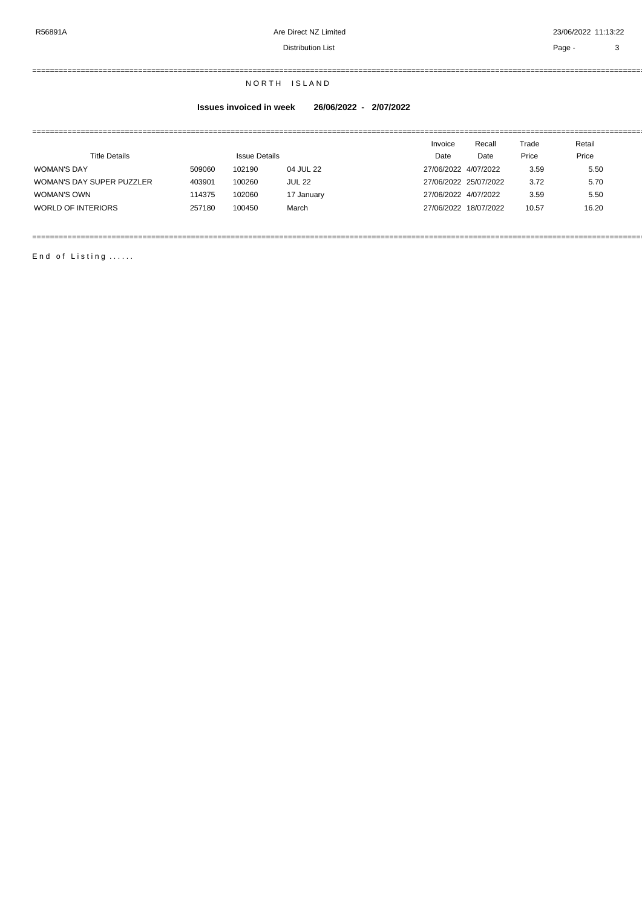## N O R T H   I S L A N D

**Issues invoiced in week 26/06/2022 - 2/07/2022**

| Title Details | Issue Details | | | Invoice Date | Recall Date | Trade Price | Retail Price |
|---|---|---|---|---|---|---|---|
| WOMAN'S DAY | 509060 | 102190 | 04 JUL 22 | 27/06/2022 | 4/07/2022 | 3.59 | 5.50 |
| WOMAN'S DAY SUPER PUZZLER | 403901 | 100260 | JUL 22 | 27/06/2022 | 25/07/2022 | 3.72 | 5.70 |
| WOMAN'S OWN | 114375 | 102060 | 17 January | 27/06/2022 | 4/07/2022 | 3.59 | 5.50 |
| WORLD OF INTERIORS | 257180 | 100450 | March | 27/06/2022 | 18/07/2022 | 10.57 | 16.20 |

E n d  o f  L i s t i n g . . . . . .